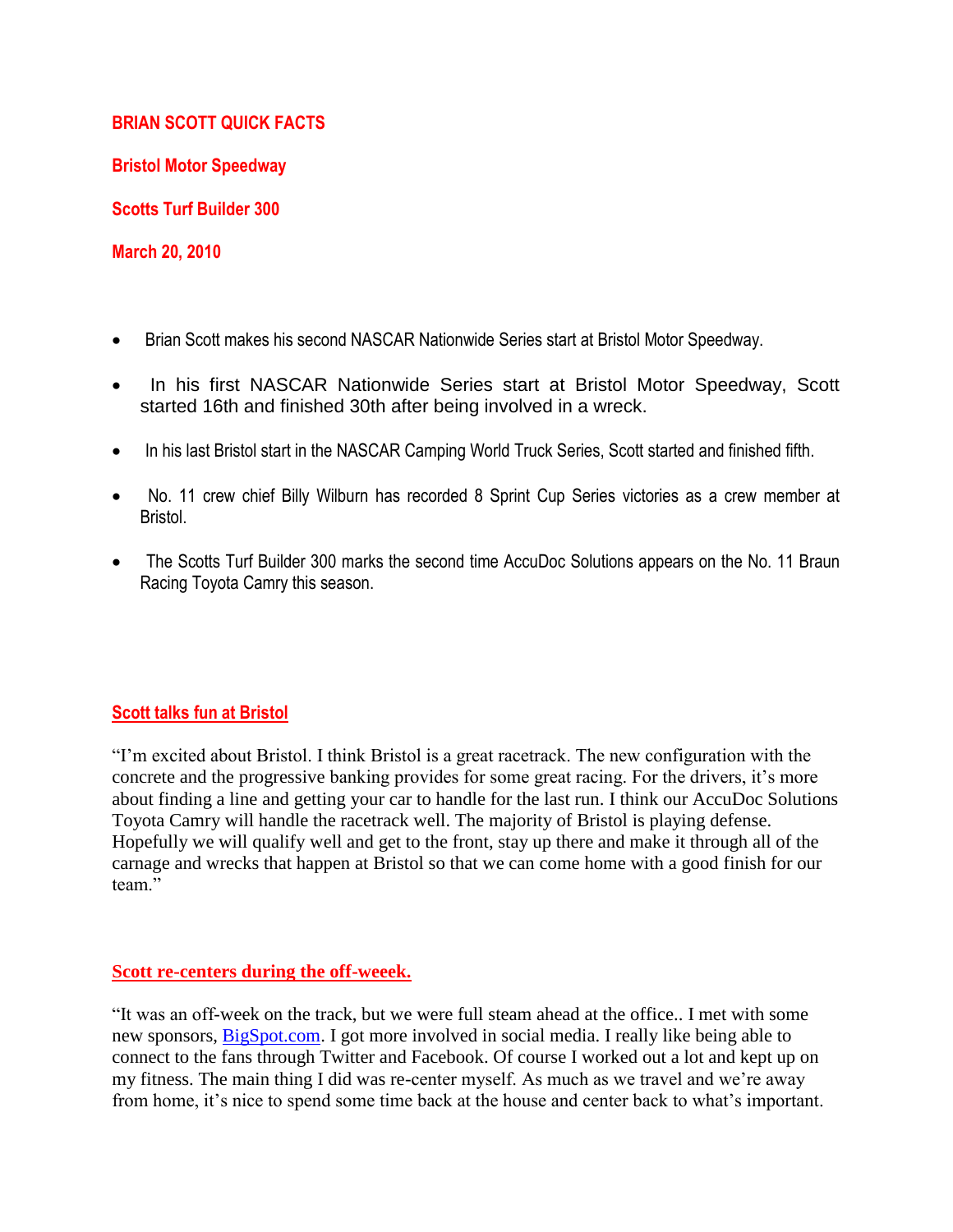**BRIAN SCOTT QUICK FACTS**

**Bristol Motor Speedway**

**Scotts Turf Builder 300**

**March 20, 2010**

- Brian Scott makes his second NASCAR Nationwide Series start at Bristol Motor Speedway.
- In his first NASCAR Nationwide Series start at Bristol Motor Speedway, Scott started 16th and finished 30th after being involved in a wreck.
- In his last Bristol start in the NASCAR Camping World Truck Series, Scott started and finished fifth.
- No. 11 crew chief Billy Wilburn has recorded 8 Sprint Cup Series victories as a crew member at Bristol.
- The Scotts Turf Builder 300 marks the second time AccuDoc Solutions appears on the No. 11 Braun Racing Toyota Camry this season.

## Scott talks fun at Bristol

"I'm excited about Bristol. I think Bristol is a great racetrack. The new configuration with the concrete and the progressive banking provides for some great racing. For the drivers, it's more about finding a line and getting your car to handle for the last run. I think our AccuDoc Solutions Toyota Camry will handle the racetrack well. The majority of Bristol is playing defense. Hopefully we will qualify well and get to the front, stay up there and make it through all of the carnage and wrecks that happen at Bristol so that we can come home with a good finish for our team."

## Scott re-centers during the off-weeek.

"It was an off-week on the track, but we were full steam ahead at the office.. I met with some new sponsors, BigSpot.com. I got more involved in social media. I really like being able to connect to the fans through Twitter and Facebook. Of course I worked out a lot and kept up on my fitness. The main thing I did was re-center myself. As much as we travel and we're away from home, it's nice to spend some time back at the house and center back to what's important.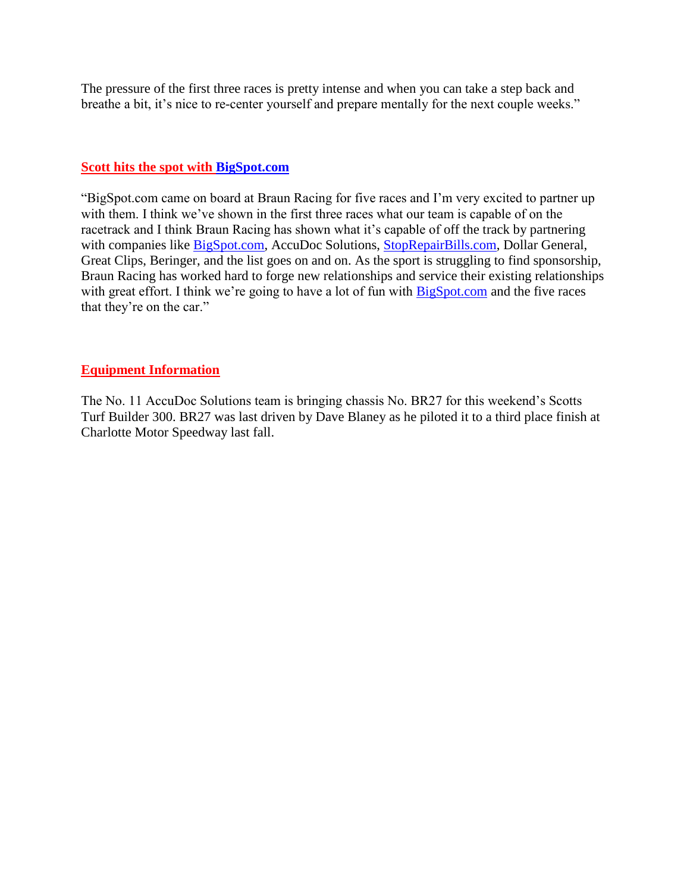The pressure of the first three races is pretty intense and when you can take a step back and breathe a bit, it's nice to re-center yourself and prepare mentally for the next couple weeks."

## Scott hits the spot with BigSpot.com

"BigSpot.com came on board at Braun Racing for five races and I'm very excited to partner up with them. I think we've shown in the first three races what our team is capable of on the racetrack and I think Braun Racing has shown what it's capable of off the track by partnering with companies like BigSpot.com, AccuDoc Solutions, StopRepairBills.com, Dollar General, Great Clips, Beringer, and the list goes on and on. As the sport is struggling to find sponsorship, Braun Racing has worked hard to forge new relationships and service their existing relationships with great effort. I think we're going to have a lot of fun with BigSpot.com and the five races that they're on the car."

## Equipment Information

The No. 11 AccuDoc Solutions team is bringing chassis No. BR27 for this weekend's Scotts Turf Builder 300. BR27 was last driven by Dave Blaney as he piloted it to a third place finish at Charlotte Motor Speedway last fall.